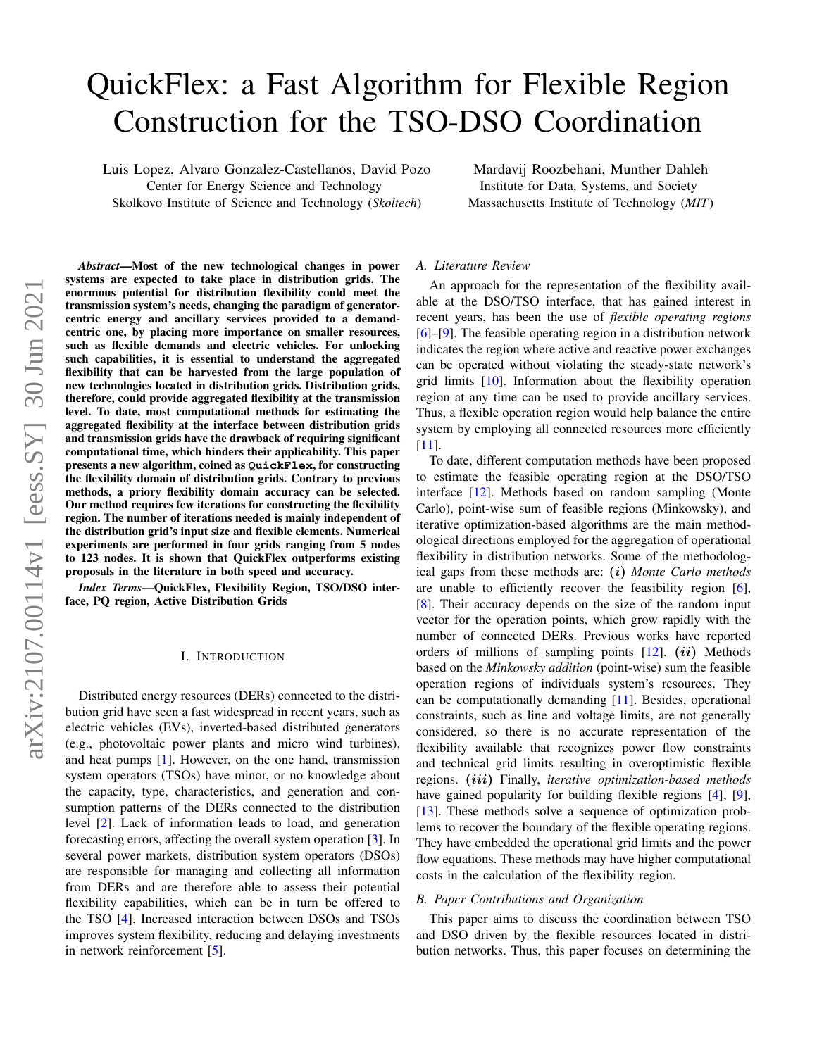# QuickFlex: a Fast Algorithm for Flexible Region Construction for the TSO-DSO Coordination

Luis Lopez, Alvaro Gonzalez-Castellanos, David Pozo
Center for Energy Science and Technology
Skolkovo Institute of Science and Technology (*Skoltech*)

Mardavij Roozbehani, Munther Dahleh
Institute for Data, Systems, and Society
Massachusetts Institute of Technology (*MIT*)

***Abstract*—Most of the new technological changes in power systems are expected to take place in distribution grids. The enormous potential for distribution flexibility could meet the transmission system's needs, changing the paradigm of generator-centric energy and ancillary services provided to a demand-centric one, by placing more importance on smaller resources, such as flexible demands and electric vehicles. For unlocking such capabilities, it is essential to understand the aggregated flexibility that can be harvested from the large population of new technologies located in distribution grids. Distribution grids, therefore, could provide aggregated flexibility at the transmission level. To date, most computational methods for estimating the aggregated flexibility at the interface between distribution grids and transmission grids have the drawback of requiring significant computational time, which hinders their applicability. This paper presents a new algorithm, coined as `QuickFlex`, for constructing the flexibility domain of distribution grids. Contrary to previous methods, a priory flexibility domain accuracy can be selected. Our method requires few iterations for constructing the flexibility region. The number of iterations needed is mainly independent of the distribution grid's input size and flexible elements. Numerical experiments are performed in four grids ranging from 5 nodes to 123 nodes. It is shown that QuickFlex outperforms existing proposals in the literature in both speed and accuracy.**

***Index Terms*—QuickFlex, Flexibility Region, TSO/DSO interface, PQ region, Active Distribution Grids**

## I. Introduction

Distributed energy resources (DERs) connected to the distribution grid have seen a fast widespread in recent years, such as electric vehicles (EVs), inverted-based distributed generators (e.g., photovoltaic power plants and micro wind turbines), and heat pumps [1]. However, on the one hand, transmission system operators (TSOs) have minor, or no knowledge about the capacity, type, characteristics, and generation and consumption patterns of the DERs connected to the distribution level [2]. Lack of information leads to load, and generation forecasting errors, affecting the overall system operation [3]. In several power markets, distribution system operators (DSOs) are responsible for managing and collecting all information from DERs and are therefore able to assess their potential flexibility capabilities, which can be in turn be offered to the TSO [4]. Increased interaction between DSOs and TSOs improves system flexibility, reducing and delaying investments in network reinforcement [5].

### A. Literature Review

An approach for the representation of the flexibility available at the DSO/TSO interface, that has gained interest in recent years, has been the use of *flexible operating regions* [6]–[9]. The feasible operating region in a distribution network indicates the region where active and reactive power exchanges can be operated without violating the steady-state network's grid limits [10]. Information about the flexibility operation region at any time can be used to provide ancillary services. Thus, a flexible operation region would help balance the entire system by employing all connected resources more efficiently [11].

To date, different computation methods have been proposed to estimate the feasible operating region at the DSO/TSO interface [12]. Methods based on random sampling (Monte Carlo), point-wise sum of feasible regions (Minkowsky), and iterative optimization-based algorithms are the main methodological directions employed for the aggregation of operational flexibility in distribution networks. Some of the methodological gaps from these methods are: $(i)$ *Monte Carlo methods* are unable to efficiently recover the feasibility region [6], [8]. Their accuracy depends on the size of the random input vector for the operation points, which grow rapidly with the number of connected DERs. Previous works have reported orders of millions of sampling points [12]. $(ii)$ Methods based on the *Minkowsky addition* (point-wise) sum the feasible operation regions of individuals system's resources. They can be computationally demanding [11]. Besides, operational constraints, such as line and voltage limits, are not generally considered, so there is no accurate representation of the flexibility available that recognizes power flow constraints and technical grid limits resulting in overoptimistic flexible regions. $(iii)$ Finally, *iterative optimization-based methods* have gained popularity for building flexible regions [4], [9], [13]. These methods solve a sequence of optimization problems to recover the boundary of the flexible operating regions. They have embedded the operational grid limits and the power flow equations. These methods may have higher computational costs in the calculation of the flexibility region.

### B. Paper Contributions and Organization

This paper aims to discuss the coordination between TSO and DSO driven by the flexible resources located in distribution networks. Thus, this paper focuses on determining the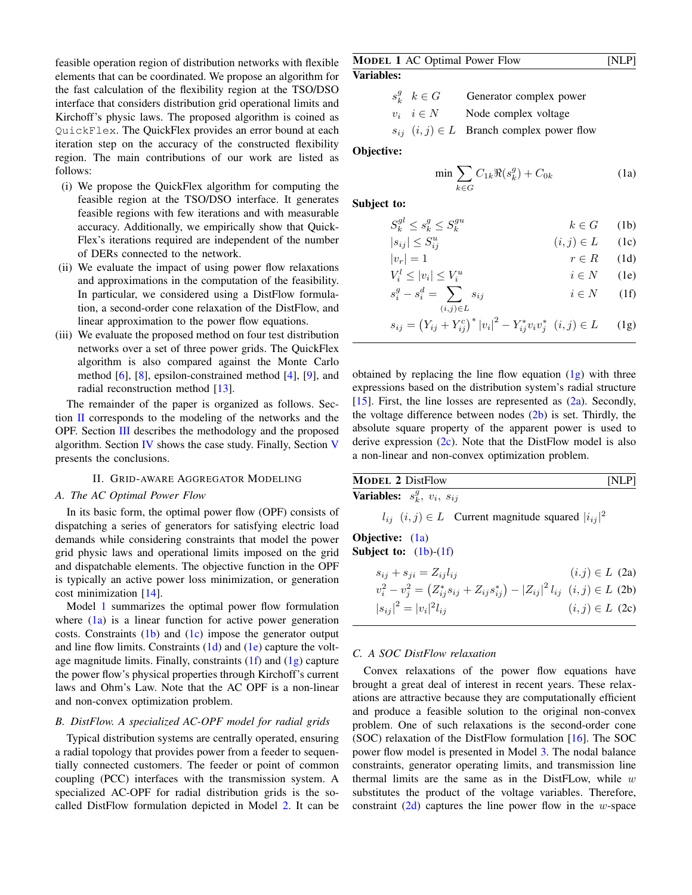feasible operation region of distribution networks with flexible elements that can be coordinated. We propose an algorithm for the fast calculation of the flexibility region at the TSO/DSO interface that considers distribution grid operational limits and Kirchoff's physic laws. The proposed algorithm is coined as `QuickFlex`. The QuickFlex provides an error bound at each iteration step on the accuracy of the constructed flexibility region. The main contributions of our work are listed as follows:

(i) We propose the QuickFlex algorithm for computing the feasible region at the TSO/DSO interface. It generates feasible regions with few iterations and with measurable accuracy. Additionally, we empirically show that QuickFlex's iterations required are independent of the number of DERs connected to the network.

(ii) We evaluate the impact of using power flow relaxations and approximations in the computation of the feasibility. In particular, we considered using a DistFlow formulation, a second-order cone relaxation of the DistFlow, and linear approximation to the power flow equations.

(iii) We evaluate the proposed method on four test distribution networks over a set of three power grids. The QuickFlex algorithm is also compared against the Monte Carlo method [6], [8], epsilon-constrained method [4], [9], and radial reconstruction method [13].

The remainder of the paper is organized as follows. Section II corresponds to the modeling of the networks and the OPF. Section III describes the methodology and the proposed algorithm. Section IV shows the case study. Finally, Section V presents the conclusions.

## II. Grid-aware Aggregator Modeling

### A. The AC Optimal Power Flow

In its basic form, the optimal power flow (OPF) consists of dispatching a series of generators for satisfying electric load demands while considering constraints that model the power grid physic laws and operational limits imposed on the grid and dispatchable elements. The objective function in the OPF is typically an active power loss minimization, or generation cost minimization [14].

Model 1 summarizes the optimal power flow formulation where (1a) is a linear function for active power generation costs. Constraints (1b) and (1c) impose the generator output and line flow limits. Constraints (1d) and (1e) capture the voltage magnitude limits. Finally, constraints (1f) and (1g) capture the power flow's physical properties through Kirchoff's current laws and Ohm's Law. Note that the AC OPF is a non-linear and non-convex optimization problem.

**Model 1** AC Optimal Power Flow [NLP]

**Variables:**

| | | |
|---|---|---|
| $s_k^g$ | $k \in G$ | Generator complex power |
| $v_i$ | $i \in N$ | Node complex voltage |
| $s_{ij}$ | $(i,j) \in L$ | Branch complex power flow |

**Objective:**

$$\min \sum_{k \in G} C_{1k} \Re(s_k^g) + C_{0k} \tag{1a}$$

**Subject to:**

$$S_k^{gl} \leq s_k^g \leq S_k^{gu} \quad k \in G \tag{1b}$$

$$|s_{ij}| \leq S_{ij}^u \quad (i,j) \in L \tag{1c}$$

$$|v_r| = 1 \quad r \in R \tag{1d}$$

$$V_i^l \leq |v_i| \leq V_i^u \quad i \in N \tag{1e}$$

$$s_i^g - s_i^d = \sum_{(i,j) \in L} s_{ij} \quad i \in N \tag{1f}$$

$$s_{ij} = \left(Y_{ij} + Y_{ij}^c\right)^* |v_i|^2 - Y_{ij}^* v_i v_j^* \quad (i,j) \in L \tag{1g}$$

### B. DistFlow. A specialized AC-OPF model for radial grids

Typical distribution systems are centrally operated, ensuring a radial topology that provides power from a feeder to sequentially connected customers. The feeder or point of common coupling (PCC) interfaces with the transmission system. A specialized AC-OPF for radial distribution grids is the so-called DistFlow formulation depicted in Model 2. It can be obtained by replacing the line flow equation (1g) with three expressions based on the distribution system's radial structure [15]. First, the line losses are represented as (2a). Secondly, the voltage difference between nodes (2b) is set. Thirdly, the absolute square property of the apparent power is used to derive expression (2c). Note that the DistFlow model is also a non-linear and non-convex optimization problem.

**Model 2** DistFlow [NLP]

**Variables:** $s_k^g,\ v_i,\ s_{ij}$

$l_{ij}$ $(i,j) \in L$ Current magnitude squared $|i_{ij}|^2$

**Objective:** (1a)

**Subject to:** (1b)-(1f)

$$s_{ij} + s_{ji} = Z_{ij} l_{ij} \quad (i.j) \in L \tag{2a}$$

$$v_i^2 - v_j^2 = \left(Z_{ij}^* s_{ij} + Z_{ij} s_{ij}^*\right) - |Z_{ij}|^2 l_{ij} \quad (i,j) \in L \tag{2b}$$

$$|s_{ij}|^2 = |v_i|^2 l_{ij} \quad (i,j) \in L \tag{2c}$$

### C. A SOC DistFlow relaxation

Convex relaxations of the power flow equations have brought a great deal of interest in recent years. These relaxations are attractive because they are computationally efficient and produce a feasible solution to the original non-convex problem. One of such relaxations is the second-order cone (SOC) relaxation of the DistFlow formulation [16]. The SOC power flow model is presented in Model 3. The nodal balance constraints, generator operating limits, and transmission line thermal limits are the same as in the DistFLow, while $w$ substitutes the product of the voltage variables. Therefore, constraint (2d) captures the line power flow in the $w$-space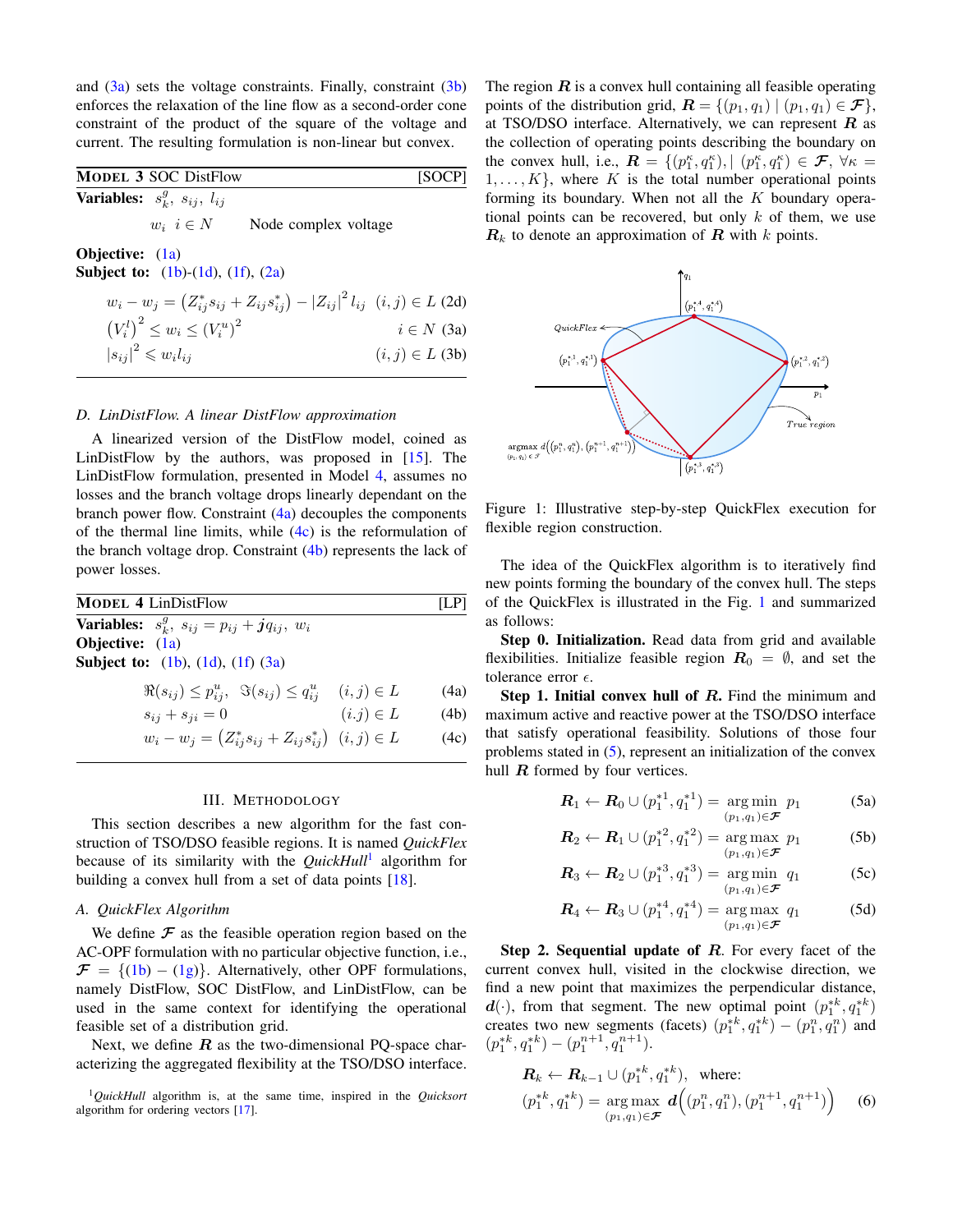and (3a) sets the voltage constraints. Finally, constraint (3b) enforces the relaxation of the line flow as a second-order cone constraint of the product of the square of the voltage and current. The resulting formulation is non-linear but convex.

---

**MODEL 3** SOC DistFlow [SOCP]

**Variables:** $s_k^g,\ s_{ij},\ l_{ij}$

$w_i \quad i \in N$ Node complex voltage

**Objective:** (1a)

**Subject to:** (1b)-(1d), (1f), (2a)

$$w_i - w_j = \left(Z_{ij}^* s_{ij} + Z_{ij} s_{ij}^*\right) - |Z_{ij}|^2 l_{ij} \quad (i,j) \in L \quad \text{(2d)}$$

$$\left(V_i^l\right)^2 \leq w_i \leq \left(V_i^u\right)^2 \quad i \in N \quad \text{(3a)}$$

$$|s_{ij}|^2 \leqslant w_i l_{ij} \quad (i,j) \in L \quad \text{(3b)}$$

---

### D. LinDistFlow. A linear DistFlow approximation

A linearized version of the DistFlow model, coined as LinDistFlow by the authors, was proposed in [15]. The LinDistFlow formulation, presented in Model 4, assumes no losses and the branch voltage drops linearly dependant on the branch power flow. Constraint (4a) decouples the components of the thermal line limits, while (4c) is the reformulation of the branch voltage drop. Constraint (4b) represents the lack of power losses.

---

**MODEL 4** LinDistFlow [LP]

**Variables:** $s_k^g,\ s_{ij} = p_{ij} + \boldsymbol{j} q_{ij},\ w_i$

**Objective:** (1a)

**Subject to:** (1b), (1d), (1f) (3a)

$$\Re(s_{ij}) \leq p_{ij}^u,\ \ \Im(s_{ij}) \leq q_{ij}^u \quad (i,j) \in L \quad \text{(4a)}$$

$$s_{ij} + s_{ji} = 0 \quad (i.j) \in L \quad \text{(4b)}$$

$$w_i - w_j = \left(Z_{ij}^* s_{ij} + Z_{ij} s_{ij}^*\right) \quad (i,j) \in L \quad \text{(4c)}$$

---

## III. METHODOLOGY

This section describes a new algorithm for the fast construction of TSO/DSO feasible regions. It is named *QuickFlex* because of its similarity with the *QuickHull*[1] algorithm for building a convex hull from a set of data points [18].

### A. QuickFlex Algorithm

We define $\boldsymbol{\mathcal{F}}$ as the feasible operation region based on the AC-OPF formulation with no particular objective function, i.e., $\boldsymbol{\mathcal{F}} = \{\text{(1b)} - \text{(1g)}\}$. Alternatively, other OPF formulations, namely DistFlow, SOC DistFlow, and LinDistFlow, can be used in the same context for identifying the operational feasible set of a distribution grid.

Next, we define $\boldsymbol{R}$ as the two-dimensional PQ-space characterizing the aggregated flexibility at the TSO/DSO interface.

[1] *QuickHull* algorithm is, at the same time, inspired in the *Quicksort* algorithm for ordering vectors [17].

The region $\boldsymbol{R}$ is a convex hull containing all feasible operating points of the distribution grid, $\boldsymbol{R} = \{(p_1, q_1) \mid (p_1, q_1) \in \boldsymbol{\mathcal{F}}\}$, at TSO/DSO interface. Alternatively, we can represent $\boldsymbol{R}$ as the collection of operating points describing the boundary on the convex hull, i.e., $\boldsymbol{R} = \{(p_1^\kappa, q_1^\kappa), \mid (p_1^\kappa, q_1^\kappa) \in \boldsymbol{\mathcal{F}},\ \forall \kappa = 1, \ldots, K\}$, where $K$ is the total number operational points forming its boundary. When not all the $K$ boundary operational points can be recovered, but only $k$ of them, we use $\boldsymbol{R}_k$ to denote an approximation of $\boldsymbol{R}$ with $k$ points.

Figure 1: Illustrative step-by-step QuickFlex execution for flexible region construction.

The idea of the QuickFlex algorithm is to iteratively find new points forming the boundary of the convex hull. The steps of the QuickFlex is illustrated in the Fig. 1 and summarized as follows:

**Step 0. Initialization.** Read data from grid and available flexibilities. Initialize feasible region $\boldsymbol{R}_0 = \emptyset$, and set the tolerance error $\epsilon$.

**Step 1. Initial convex hull of $\boldsymbol{R}$.** Find the minimum and maximum active and reactive power at the TSO/DSO interface that satisfy operational feasibility. Solutions of those four problems stated in (5), represent an initialization of the convex hull $\boldsymbol{R}$ formed by four vertices.

$$\boldsymbol{R}_1 \leftarrow \boldsymbol{R}_0 \cup (p_1^{*1}, q_1^{*1}) = \underset{(p_1,q_1)\in\boldsymbol{\mathcal{F}}}{\arg\min}\ p_1 \quad \text{(5a)}$$

$$\boldsymbol{R}_2 \leftarrow \boldsymbol{R}_1 \cup (p_1^{*2}, q_1^{*2}) = \underset{(p_1,q_1)\in\boldsymbol{\mathcal{F}}}{\arg\max}\ p_1 \quad \text{(5b)}$$

$$\boldsymbol{R}_3 \leftarrow \boldsymbol{R}_2 \cup (p_1^{*3}, q_1^{*3}) = \underset{(p_1,q_1)\in\boldsymbol{\mathcal{F}}}{\arg\min}\ q_1 \quad \text{(5c)}$$

$$\boldsymbol{R}_4 \leftarrow \boldsymbol{R}_3 \cup (p_1^{*4}, q_1^{*4}) = \underset{(p_1,q_1)\in\boldsymbol{\mathcal{F}}}{\arg\max}\ q_1 \quad \text{(5d)}$$

**Step 2. Sequential update of $\boldsymbol{R}$.** For every facet of the current convex hull, visited in the clockwise direction, we find a new point that maximizes the perpendicular distance, $\boldsymbol{d}(\cdot)$, from that segment. The new optimal point $(p_1^{*k}, q_1^{*k})$ creates two new segments (facets) $(p_1^{*k}, q_1^{*k}) - (p_1^n, q_1^n)$ and $(p_1^{*k}, q_1^{*k}) - (p_1^{n+1}, q_1^{n+1})$.

$$\boldsymbol{R}_k \leftarrow \boldsymbol{R}_{k-1} \cup (p_1^{*k}, q_1^{*k}), \quad \text{where:}$$

$$(p_1^{*k}, q_1^{*k}) = \underset{(p_1,q_1)\in\boldsymbol{\mathcal{F}}}{\arg\max}\ \boldsymbol{d}\Big((p_1^n, q_1^n), (p_1^{n+1}, q_1^{n+1})\Big) \quad \text{(6)}$$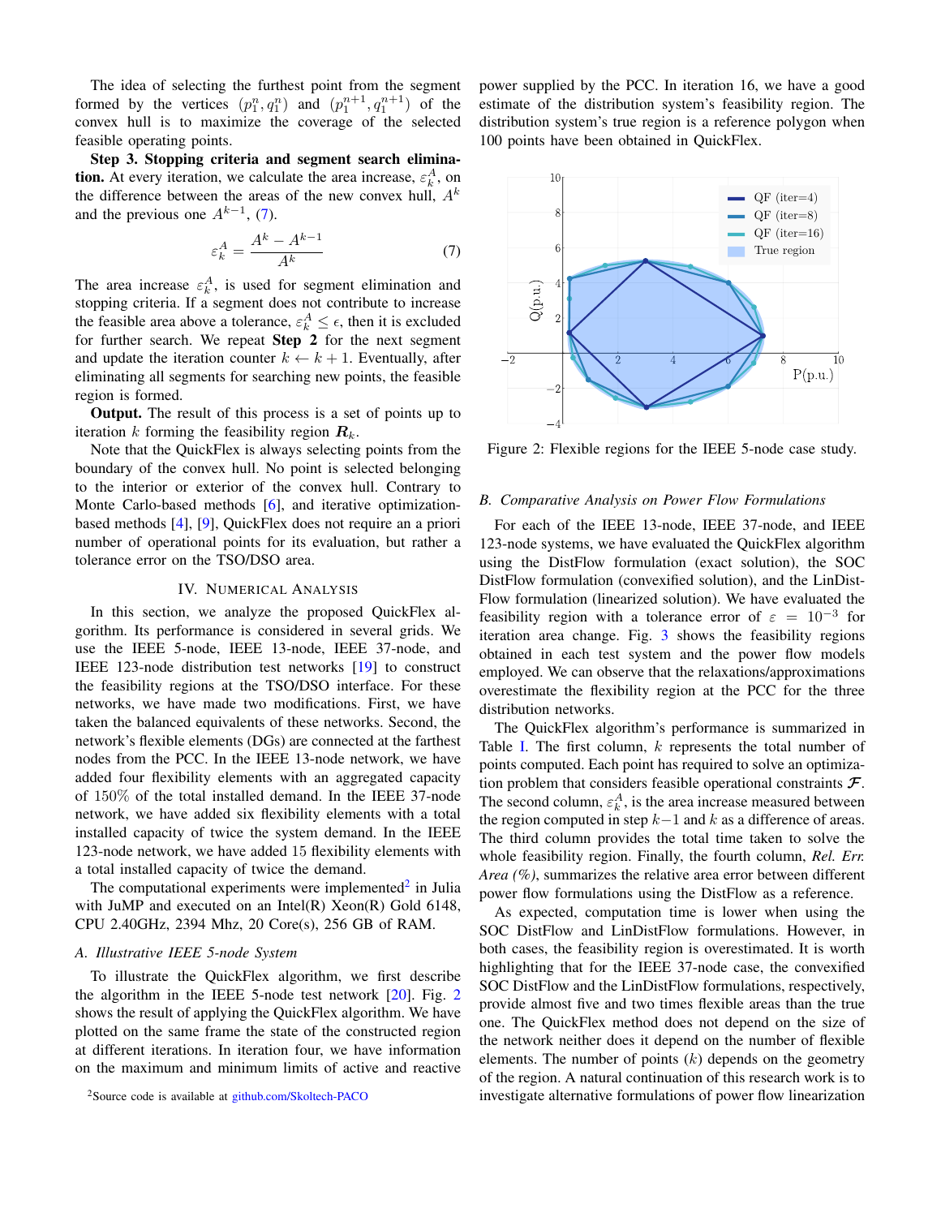The idea of selecting the furthest point from the segment formed by the vertices $(p_1^n, q_1^n)$ and $(p_1^{n+1}, q_1^{n+1})$ of the convex hull is to maximize the coverage of the selected feasible operating points.

**Step 3. Stopping criteria and segment search elimination.** At every iteration, we calculate the area increase, $\varepsilon_k^A$, on the difference between the areas of the new convex hull, $A^k$ and the previous one $A^{k-1}$, (7).

$$\varepsilon_k^A = \frac{A^k - A^{k-1}}{A^k} \tag{7}$$

The area increase $\varepsilon_k^A$, is used for segment elimination and stopping criteria. If a segment does not contribute to increase the feasible area above a tolerance, $\varepsilon_k^A \leq \epsilon$, then it is excluded for further search. We repeat **Step 2** for the next segment and update the iteration counter $k \leftarrow k+1$. Eventually, after eliminating all segments for searching new points, the feasible region is formed.

**Output.** The result of this process is a set of points up to iteration $k$ forming the feasibility region $\boldsymbol{R}_k$.

Note that the QuickFlex is always selecting points from the boundary of the convex hull. No point is selected belonging to the interior or exterior of the convex hull. Contrary to Monte Carlo-based methods [6], and iterative optimization-based methods [4], [9], QuickFlex does not require an a priori number of operational points for its evaluation, but rather a tolerance error on the TSO/DSO area.

## IV. Numerical Analysis

In this section, we analyze the proposed QuickFlex algorithm. Its performance is considered in several grids. We use the IEEE 5-node, IEEE 13-node, IEEE 37-node, and IEEE 123-node distribution test networks [19] to construct the feasibility regions at the TSO/DSO interface. For these networks, we have made two modifications. First, we have taken the balanced equivalents of these networks. Second, the network's flexible elements (DGs) are connected at the farthest nodes from the PCC. In the IEEE 13-node network, we have added four flexibility elements with an aggregated capacity of 150% of the total installed demand. In the IEEE 37-node network, we have added six flexibility elements with a total installed capacity of twice the system demand. In the IEEE 123-node network, we have added 15 flexibility elements with a total installed capacity of twice the demand.

The computational experiments were implemented[2] in Julia with JuMP and executed on an Intel(R) Xeon(R) Gold 6148, CPU 2.40GHz, 2394 Mhz, 20 Core(s), 256 GB of RAM.

### A. Illustrative IEEE 5-node System

To illustrate the QuickFlex algorithm, we first describe the algorithm in the IEEE 5-node test network [20]. Fig. 2 shows the result of applying the QuickFlex algorithm. We have plotted on the same frame the state of the constructed region at different iterations. In iteration four, we have information on the maximum and minimum limits of active and reactive power supplied by the PCC. In iteration 16, we have a good estimate of the distribution system's feasibility region. The distribution system's true region is a reference polygon when 100 points have been obtained in QuickFlex.

Figure 2: Flexible regions for the IEEE 5-node case study.

### B. Comparative Analysis on Power Flow Formulations

For each of the IEEE 13-node, IEEE 37-node, and IEEE 123-node systems, we have evaluated the QuickFlex algorithm using the DistFlow formulation (exact solution), the SOC DistFlow formulation (convexified solution), and the LinDistFlow formulation (linearized solution). We have evaluated the feasibility region with a tolerance error of $\varepsilon = 10^{-3}$ for iteration area change. Fig. 3 shows the feasibility regions obtained in each test system and the power flow models employed. We can observe that the relaxations/approximations overestimate the flexibility region at the PCC for the three distribution networks.

The QuickFlex algorithm's performance is summarized in Table I. The first column, $k$ represents the total number of points computed. Each point has required to solve an optimization problem that considers feasible operational constraints $\boldsymbol{\mathcal{F}}$. The second column, $\varepsilon_k^A$, is the area increase measured between the region computed in step $k-1$ and $k$ as a difference of areas. The third column provides the total time taken to solve the whole feasibility region. Finally, the fourth column, *Rel. Err. Area (%)*, summarizes the relative area error between different power flow formulations using the DistFlow as a reference.

As expected, computation time is lower when using the SOC DistFlow and LinDistFlow formulations. However, in both cases, the feasibility region is overestimated. It is worth highlighting that for the IEEE 37-node case, the convexified SOC DistFlow and the LinDistFlow formulations, respectively, provide almost five and two times flexible areas than the true one. The QuickFlex method does not depend on the size of the network neither does it depend on the number of flexible elements. The number of points ($k$) depends on the geometry of the region. A natural continuation of this research work is to investigate alternative formulations of power flow linearization

[2] Source code is available at github.com/Skoltech-PACO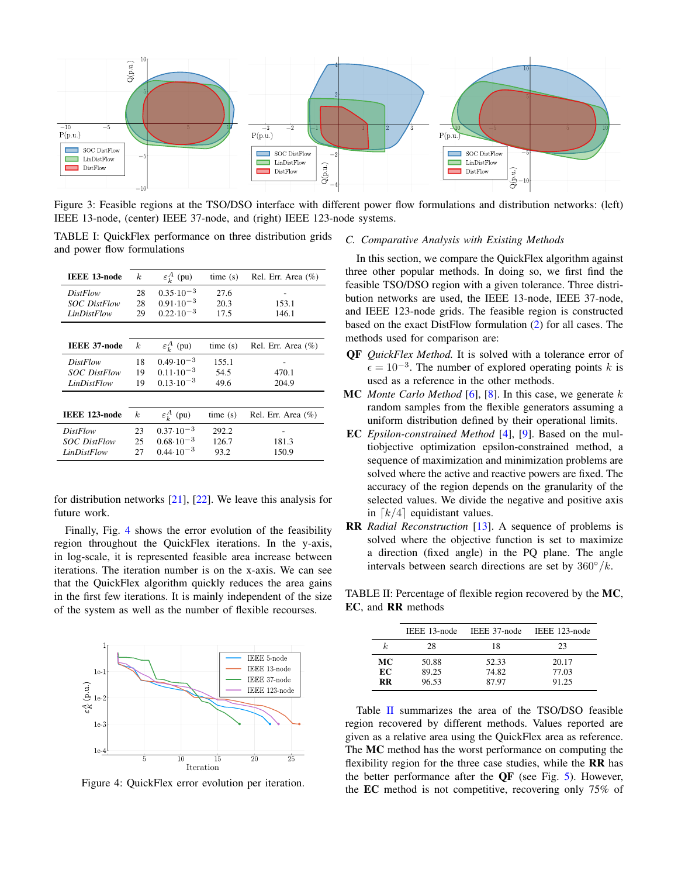Figure 3: Feasible regions at the TSO/DSO interface with different power flow formulations and distribution networks: (left) IEEE 13-node, (center) IEEE 37-node, and (right) IEEE 123-node systems.

TABLE I: QuickFlex performance on three distribution grids and power flow formulations

| IEEE 13-node | $k$ | $\varepsilon_k^A$ (pu) | time (s) | Rel. Err. Area (%) |
|---|---|---|---|---|
| *DistFlow* | 28 | $0.35{\cdot}10^{-3}$ | 27.6 | - |
| *SOC DistFlow* | 28 | $0.91{\cdot}10^{-3}$ | 20.3 | 153.1 |
| *LinDistFlow* | 29 | $0.22{\cdot}10^{-3}$ | 17.5 | 146.1 |

| IEEE 37-node | $k$ | $\varepsilon_k^A$ (pu) | time (s) | Rel. Err. Area (%) |
|---|---|---|---|---|
| *DistFlow* | 18 | $0.49{\cdot}10^{-3}$ | 155.1 | - |
| *SOC DistFlow* | 19 | $0.11{\cdot}10^{-3}$ | 54.5 | 470.1 |
| *LinDistFlow* | 19 | $0.13{\cdot}10^{-3}$ | 49.6 | 204.9 |

| IEEE 123-node | $k$ | $\varepsilon_k^A$ (pu) | time (s) | Rel. Err. Area (%) |
|---|---|---|---|---|
| *DistFlow* | 23 | $0.37{\cdot}10^{-3}$ | 292.2 | - |
| *SOC DistFlow* | 25 | $0.68{\cdot}10^{-3}$ | 126.7 | 181.3 |
| *LinDistFlow* | 27 | $0.44{\cdot}10^{-3}$ | 93.2 | 150.9 |

for distribution networks [21], [22]. We leave this analysis for future work.

Finally, Fig. 4 shows the error evolution of the feasibility region throughout the QuickFlex iterations. In the y-axis, in log-scale, it is represented feasible area increase between iterations. The iteration number is on the x-axis. We can see that the QuickFlex algorithm quickly reduces the area gains in the first few iterations. It is mainly independent of the size of the system as well as the number of flexible recourses.

Figure 4: QuickFlex error evolution per iteration.

### C. Comparative Analysis with Existing Methods

In this section, we compare the QuickFlex algorithm against three other popular methods. In doing so, we first find the feasible TSO/DSO region with a given tolerance. Three distribution networks are used, the IEEE 13-node, IEEE 37-node, and IEEE 123-node grids. The feasible region is constructed based on the exact DistFlow formulation (2) for all cases. The methods used for comparison are:

- **QF** *QuickFlex Method.* It is solved with a tolerance error of $\epsilon = 10^{-3}$. The number of explored operating points $k$ is used as a reference in the other methods.
- **MC** *Monte Carlo Method* [6], [8]. In this case, we generate $k$ random samples from the flexible generators assuming a uniform distribution defined by their operational limits.
- **EC** *Epsilon-constrained Method* [4], [9]. Based on the multiobjective optimization epsilon-constrained method, a sequence of maximization and minimization problems are solved where the active and reactive powers are fixed. The accuracy of the region depends on the granularity of the selected values. We divide the negative and positive axis in $\lceil k/4 \rceil$ equidistant values.
- **RR** *Radial Reconstruction* [13]. A sequence of problems is solved where the objective function is set to maximize a direction (fixed angle) in the PQ plane. The angle intervals between search directions are set by $360°/k$.

TABLE II: Percentage of flexible region recovered by the **MC**, **EC**, and **RR** methods

| | IEEE 13-node | IEEE 37-node | IEEE 123-node |
|---|---|---|---|
| $k$ | 28 | 18 | 23 |
| **MC** | 50.88 | 52.33 | 20.17 |
| **EC** | 89.25 | 74.82 | 77.03 |
| **RR** | 96.53 | 87.97 | 91.25 |

Table II summarizes the area of the TSO/DSO feasible region recovered by different methods. Values reported are given as a relative area using the QuickFlex area as reference. The **MC** method has the worst performance on computing the flexibility region for the three case studies, while the **RR** has the better performance after the **QF** (see Fig. 5). However, the **EC** method is not competitive, recovering only 75% of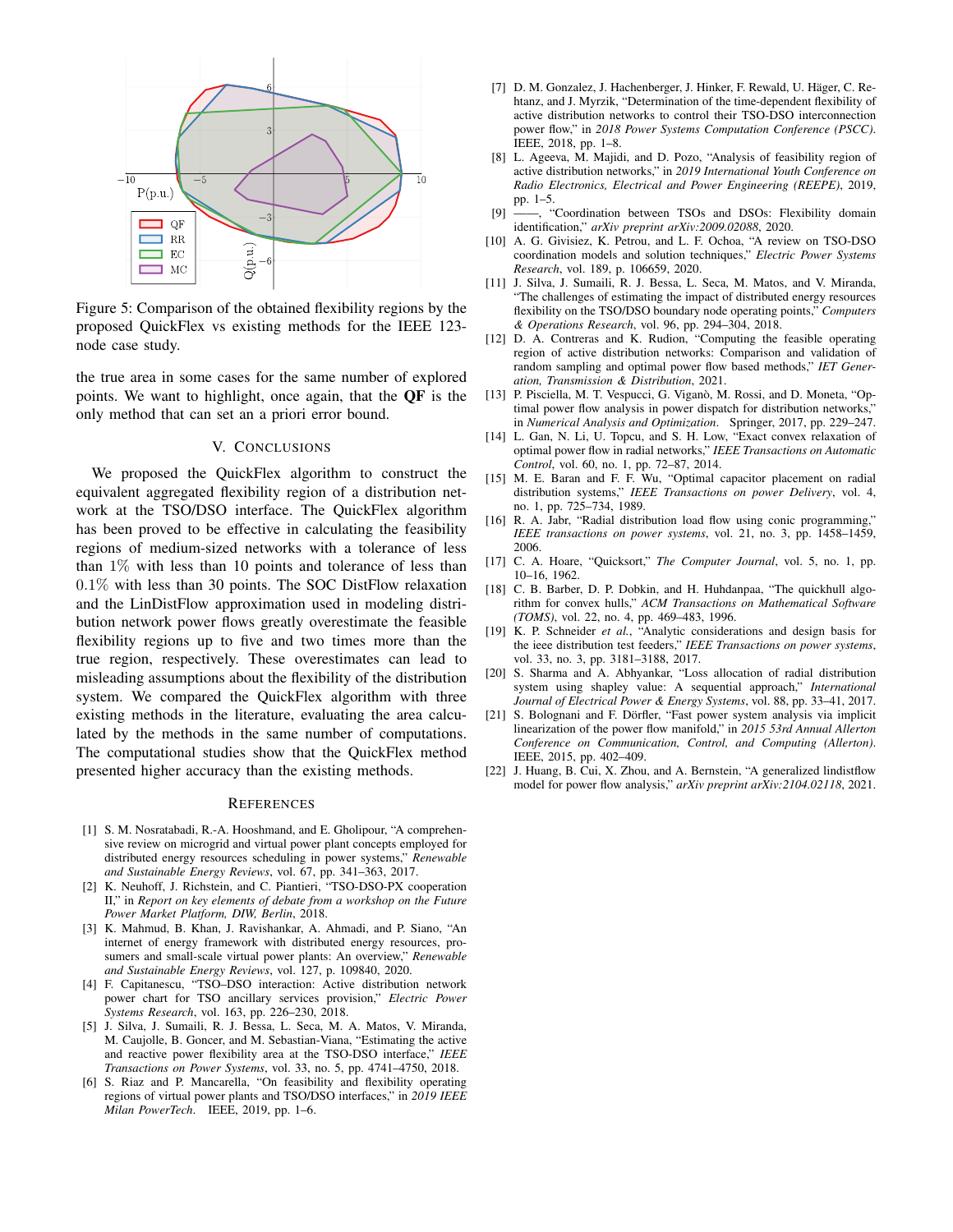−10
−5
5
10
6
3
−3
−6
P(p.u.)
Q(p.u.)
QF
RR
EC
MC

Figure 5: Comparison of the obtained flexibility regions by the proposed QuickFlex vs existing methods for the IEEE 123-node case study.

the true area in some cases for the same number of explored points. We want to highlight, once again, that the **QF** is the only method that can set an a priori error bound.

## V. Conclusions

We proposed the QuickFlex algorithm to construct the equivalent aggregated flexibility region of a distribution network at the TSO/DSO interface. The QuickFlex algorithm has been proved to be effective in calculating the feasibility regions of medium-sized networks with a tolerance of less than $1\%$ with less than 10 points and tolerance of less than $0.1\%$ with less than 30 points. The SOC DistFlow relaxation and the LinDistFlow approximation used in modeling distribution network power flows greatly overestimate the feasible flexibility regions up to five and two times more than the true region, respectively. These overestimates can lead to misleading assumptions about the flexibility of the distribution system. We compared the QuickFlex algorithm with three existing methods in the literature, evaluating the area calculated by the methods in the same number of computations. The computational studies show that the QuickFlex method presented higher accuracy than the existing methods.

## References

[1] S. M. Nosratabadi, R.-A. Hooshmand, and E. Gholipour, "A comprehensive review on microgrid and virtual power plant concepts employed for distributed energy resources scheduling in power systems," *Renewable and Sustainable Energy Reviews*, vol. 67, pp. 341–363, 2017.

[2] K. Neuhoff, J. Richstein, and C. Piantieri, "TSO-DSO-PX cooperation II," in *Report on key elements of debate from a workshop on the Future Power Market Platform, DIW, Berlin*, 2018.

[3] K. Mahmud, B. Khan, J. Ravishankar, A. Ahmadi, and P. Siano, "An internet of energy framework with distributed energy resources, prosumers and small-scale virtual power plants: An overview," *Renewable and Sustainable Energy Reviews*, vol. 127, p. 109840, 2020.

[4] F. Capitanescu, "TSO–DSO interaction: Active distribution network power chart for TSO ancillary services provision," *Electric Power Systems Research*, vol. 163, pp. 226–230, 2018.

[5] J. Silva, J. Sumaili, R. J. Bessa, L. Seca, M. A. Matos, V. Miranda, M. Caujolle, B. Goncer, and M. Sebastian-Viana, "Estimating the active and reactive power flexibility area at the TSO-DSO interface," *IEEE Transactions on Power Systems*, vol. 33, no. 5, pp. 4741–4750, 2018.

[6] S. Riaz and P. Mancarella, "On feasibility and flexibility operating regions of virtual power plants and TSO/DSO interfaces," in *2019 IEEE Milan PowerTech*. IEEE, 2019, pp. 1–6.

[7] D. M. Gonzalez, J. Hachenberger, J. Hinker, F. Rewald, U. Häger, C. Rehtanz, and J. Myrzik, "Determination of the time-dependent flexibility of active distribution networks to control their TSO-DSO interconnection power flow," in *2018 Power Systems Computation Conference (PSCC)*. IEEE, 2018, pp. 1–8.

[8] L. Ageeva, M. Majidi, and D. Pozo, "Analysis of feasibility region of active distribution networks," in *2019 International Youth Conference on Radio Electronics, Electrical and Power Engineering (REEPE)*, 2019, pp. 1–5.

[9] ——, "Coordination between TSOs and DSOs: Flexibility domain identification," *arXiv preprint arXiv:2009.02088*, 2020.

[10] A. G. Givisiez, K. Petrou, and L. F. Ochoa, "A review on TSO-DSO coordination models and solution techniques," *Electric Power Systems Research*, vol. 189, p. 106659, 2020.

[11] J. Silva, J. Sumaili, R. J. Bessa, L. Seca, M. Matos, and V. Miranda, "The challenges of estimating the impact of distributed energy resources flexibility on the TSO/DSO boundary node operating points," *Computers & Operations Research*, vol. 96, pp. 294–304, 2018.

[12] D. A. Contreras and K. Rudion, "Computing the feasible operating region of active distribution networks: Comparison and validation of random sampling and optimal power flow based methods," *IET Generation, Transmission & Distribution*, 2021.

[13] P. Pisciella, M. T. Vespucci, G. Viganò, M. Rossi, and D. Moneta, "Optimal power flow analysis in power dispatch for distribution networks," in *Numerical Analysis and Optimization*. Springer, 2017, pp. 229–247.

[14] L. Gan, N. Li, U. Topcu, and S. H. Low, "Exact convex relaxation of optimal power flow in radial networks," *IEEE Transactions on Automatic Control*, vol. 60, no. 1, pp. 72–87, 2014.

[15] M. E. Baran and F. F. Wu, "Optimal capacitor placement on radial distribution systems," *IEEE Transactions on power Delivery*, vol. 4, no. 1, pp. 725–734, 1989.

[16] R. A. Jabr, "Radial distribution load flow using conic programming," *IEEE transactions on power systems*, vol. 21, no. 3, pp. 1458–1459, 2006.

[17] C. A. Hoare, "Quicksort," *The Computer Journal*, vol. 5, no. 1, pp. 10–16, 1962.

[18] C. B. Barber, D. P. Dobkin, and H. Huhdanpaa, "The quickhull algorithm for convex hulls," *ACM Transactions on Mathematical Software (TOMS)*, vol. 22, no. 4, pp. 469–483, 1996.

[19] K. P. Schneider *et al.*, "Analytic considerations and design basis for the ieee distribution test feeders," *IEEE Transactions on power systems*, vol. 33, no. 3, pp. 3181–3188, 2017.

[20] S. Sharma and A. Abhyankar, "Loss allocation of radial distribution system using shapley value: A sequential approach," *International Journal of Electrical Power & Energy Systems*, vol. 88, pp. 33–41, 2017.

[21] S. Bolognani and F. Dörfler, "Fast power system analysis via implicit linearization of the power flow manifold," in *2015 53rd Annual Allerton Conference on Communication, Control, and Computing (Allerton)*. IEEE, 2015, pp. 402–409.

[22] J. Huang, B. Cui, X. Zhou, and A. Bernstein, "A generalized lindistflow model for power flow analysis," *arXiv preprint arXiv:2104.02118*, 2021.